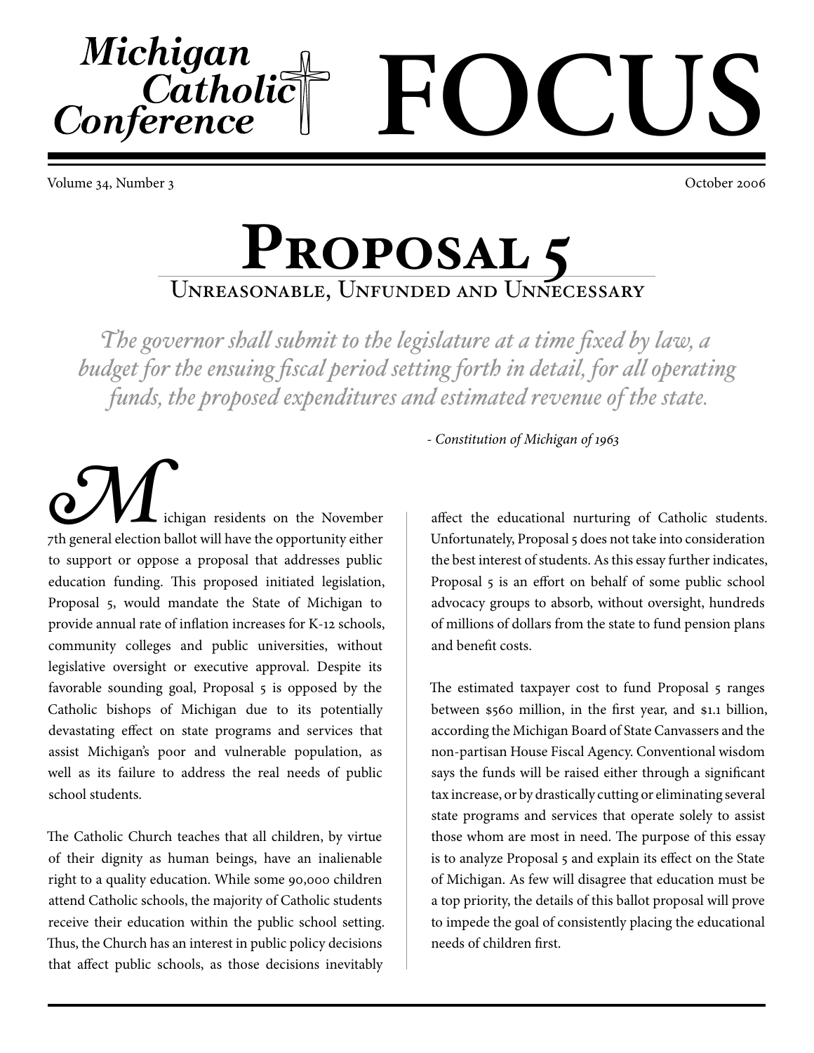# Michigan Catholic Conference FOCUS

Volume 34, Number 3 October 2006

# Proposal 5

## Unreasonable, Unfunded and Unnecessary

*The governor shall submit to the legislature at a time fixed by law, a budget for the ensuing fiscal period setting forth in detail, for all operating funds, the proposed expenditures and estimated revenue of the state.*

*- Constitution of Michigan of 1963*

Michigan residents on the November 7th general election ballot will have the opportunity either to support or oppose a proposal that addresses public education funding. This proposed initiated legislation, Proposal 5, would mandate the State of Michigan to provide annual rate of inflation increases for K-12 schools, community colleges and public universities, without legislative oversight or executive approval. Despite its favorable sounding goal, Proposal 5 is opposed by the Catholic bishops of Michigan due to its potentially devastating effect on state programs and services that assist Michigan's poor and vulnerable population, as well as its failure to address the real needs of public school students.

The Catholic Church teaches that all children, by virtue of their dignity as human beings, have an inalienable right to a quality education. While some 90,000 children attend Catholic schools, the majority of Catholic students receive their education within the public school setting. Thus, the Church has an interest in public policy decisions that affect public schools, as those decisions inevitably affect the educational nurturing of Catholic students. Unfortunately, Proposal 5 does not take into consideration the best interest of students. As this essay further indicates, Proposal 5 is an effort on behalf of some public school advocacy groups to absorb, without oversight, hundreds of millions of dollars from the state to fund pension plans and benefit costs.

The estimated taxpayer cost to fund Proposal 5 ranges between $560 million, in the first year, and $1.1 billion, according the Michigan Board of State Canvassers and the non-partisan House Fiscal Agency. Conventional wisdom says the funds will be raised either through a significant tax increase, or by drastically cutting or eliminating several state programs and services that operate solely to assist those whom are most in need. The purpose of this essay is to analyze Proposal 5 and explain its effect on the State of Michigan. As few will disagree that education must be a top priority, the details of this ballot proposal will prove to impede the goal of consistently placing the educational needs of children first.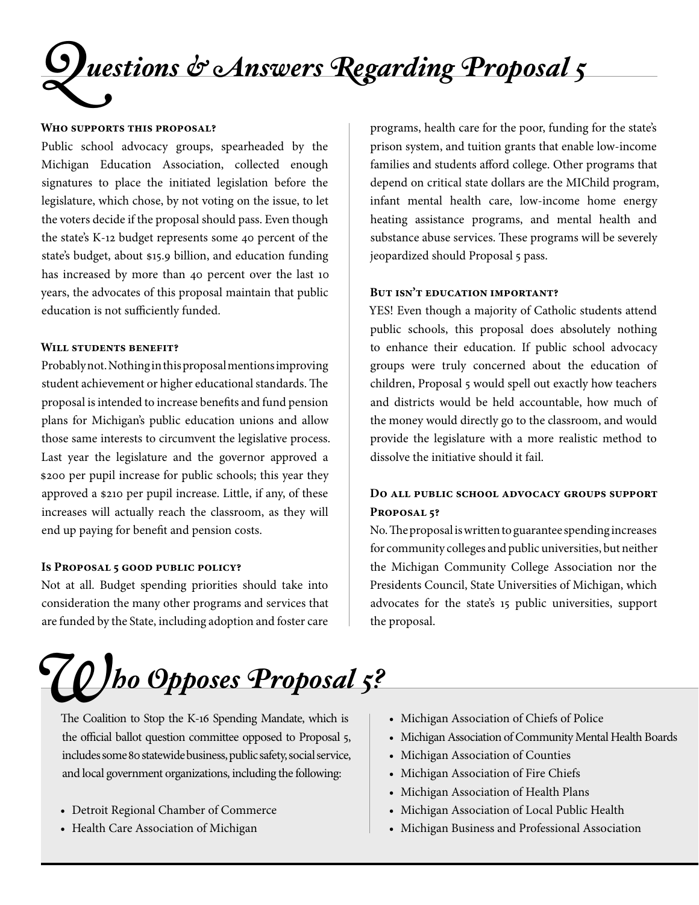# Questions & Answers Regarding Proposal 5

### Who supports this proposal?

Public school advocacy groups, spearheaded by the Michigan Education Association, collected enough signatures to place the initiated legislation before the legislature, which chose, by not voting on the issue, to let the voters decide if the proposal should pass. Even though the state's K-12 budget represents some 40 percent of the state's budget, about $15.9 billion, and education funding has increased by more than 40 percent over the last 10 years, the advocates of this proposal maintain that public education is not sufficiently funded.

### Will students benefit?

Probably not. Nothing in this proposal mentions improving student achievement or higher educational standards. The proposal is intended to increase benefits and fund pension plans for Michigan's public education unions and allow those same interests to circumvent the legislative process. Last year the legislature and the governor approved a $200 per pupil increase for public schools; this year they approved a $210 per pupil increase. Little, if any, of these increases will actually reach the classroom, as they will end up paying for benefit and pension costs.

### Is Proposal 5 good public policy?

Not at all. Budget spending priorities should take into consideration the many other programs and services that are funded by the State, including adoption and foster care programs, health care for the poor, funding for the state's prison system, and tuition grants that enable low-income families and students afford college. Other programs that depend on critical state dollars are the MIChild program, infant mental health care, low-income home energy heating assistance programs, and mental health and substance abuse services. These programs will be severely jeopardized should Proposal 5 pass.

### But isn't education important?

YES! Even though a majority of Catholic students attend public schools, this proposal does absolutely nothing to enhance their education. If public school advocacy groups were truly concerned about the education of children, Proposal 5 would spell out exactly how teachers and districts would be held accountable, how much of the money would directly go to the classroom, and would provide the legislature with a more realistic method to dissolve the initiative should it fail.

### Do all public school advocacy groups support Proposal 5?

No. The proposal is written to guarantee spending increases for community colleges and public universities, but neither the Michigan Community College Association nor the Presidents Council, State Universities of Michigan, which advocates for the state's 15 public universities, support the proposal.

# Who Opposes Proposal 5?

The Coalition to Stop the K-16 Spending Mandate, which is the official ballot question committee opposed to Proposal 5, includes some 80 statewide business, public safety, social service, and local government organizations, including the following:

- Detroit Regional Chamber of Commerce
- Health Care Association of Michigan
- Michigan Association of Chiefs of Police
- Michigan Association of Community Mental Health Boards
- Michigan Association of Counties
- Michigan Association of Fire Chiefs
- Michigan Association of Health Plans
- Michigan Association of Local Public Health
- Michigan Business and Professional Association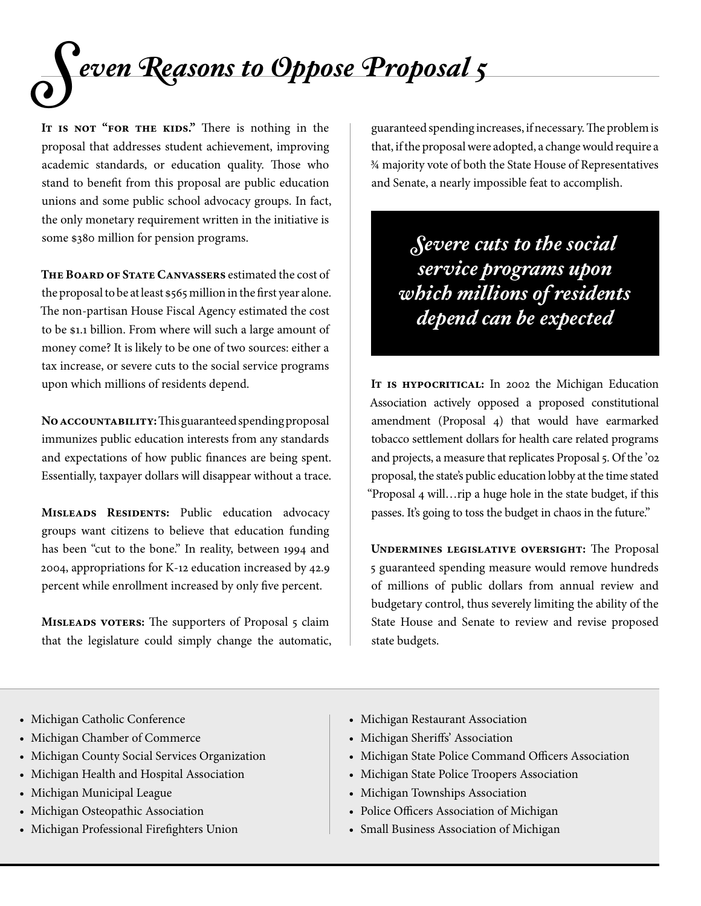# Seven Reasons to Oppose Proposal 5

**It is not "for the kids."** There is nothing in the proposal that addresses student achievement, improving academic standards, or education quality. Those who stand to benefit from this proposal are public education unions and some public school advocacy groups. In fact, the only monetary requirement written in the initiative is some $380 million for pension programs.

**The Board of State Canvassers** estimated the cost of the proposal to be at least $565 million in the first year alone. The non-partisan House Fiscal Agency estimated the cost to be $1.1 billion. From where will such a large amount of money come? It is likely to be one of two sources: either a tax increase, or severe cuts to the social service programs upon which millions of residents depend.

**No accountability:** This guaranteed spending proposal immunizes public education interests from any standards and expectations of how public finances are being spent. Essentially, taxpayer dollars will disappear without a trace.

**Misleads Residents:** Public education advocacy groups want citizens to believe that education funding has been "cut to the bone." In reality, between 1994 and 2004, appropriations for K-12 education increased by 42.9 percent while enrollment increased by only five percent.

**Misleads voters:** The supporters of Proposal 5 claim that the legislature could simply change the automatic, guaranteed spending increases, if necessary. The problem is that, if the proposal were adopted, a change would require a ¾ majority vote of both the State House of Representatives and Senate, a nearly impossible feat to accomplish.

> ***Severe cuts to the social service programs upon which millions of residents depend can be expected***

**It is hypocritical:** In 2002 the Michigan Education Association actively opposed a proposed constitutional amendment (Proposal 4) that would have earmarked tobacco settlement dollars for health care related programs and projects, a measure that replicates Proposal 5. Of the '02 proposal, the state's public education lobby at the time stated "Proposal 4 will…rip a huge hole in the state budget, if this passes. It's going to toss the budget in chaos in the future."

**Undermines legislative oversight:** The Proposal 5 guaranteed spending measure would remove hundreds of millions of public dollars from annual review and budgetary control, thus severely limiting the ability of the State House and Senate to review and revise proposed state budgets.

- Michigan Catholic Conference
- Michigan Chamber of Commerce
- Michigan County Social Services Organization
- Michigan Health and Hospital Association
- Michigan Municipal League
- Michigan Osteopathic Association
- Michigan Professional Firefighters Union
- Michigan Restaurant Association
- Michigan Sheriffs' Association
- Michigan State Police Command Officers Association
- Michigan State Police Troopers Association
- Michigan Townships Association
- Police Officers Association of Michigan
- Small Business Association of Michigan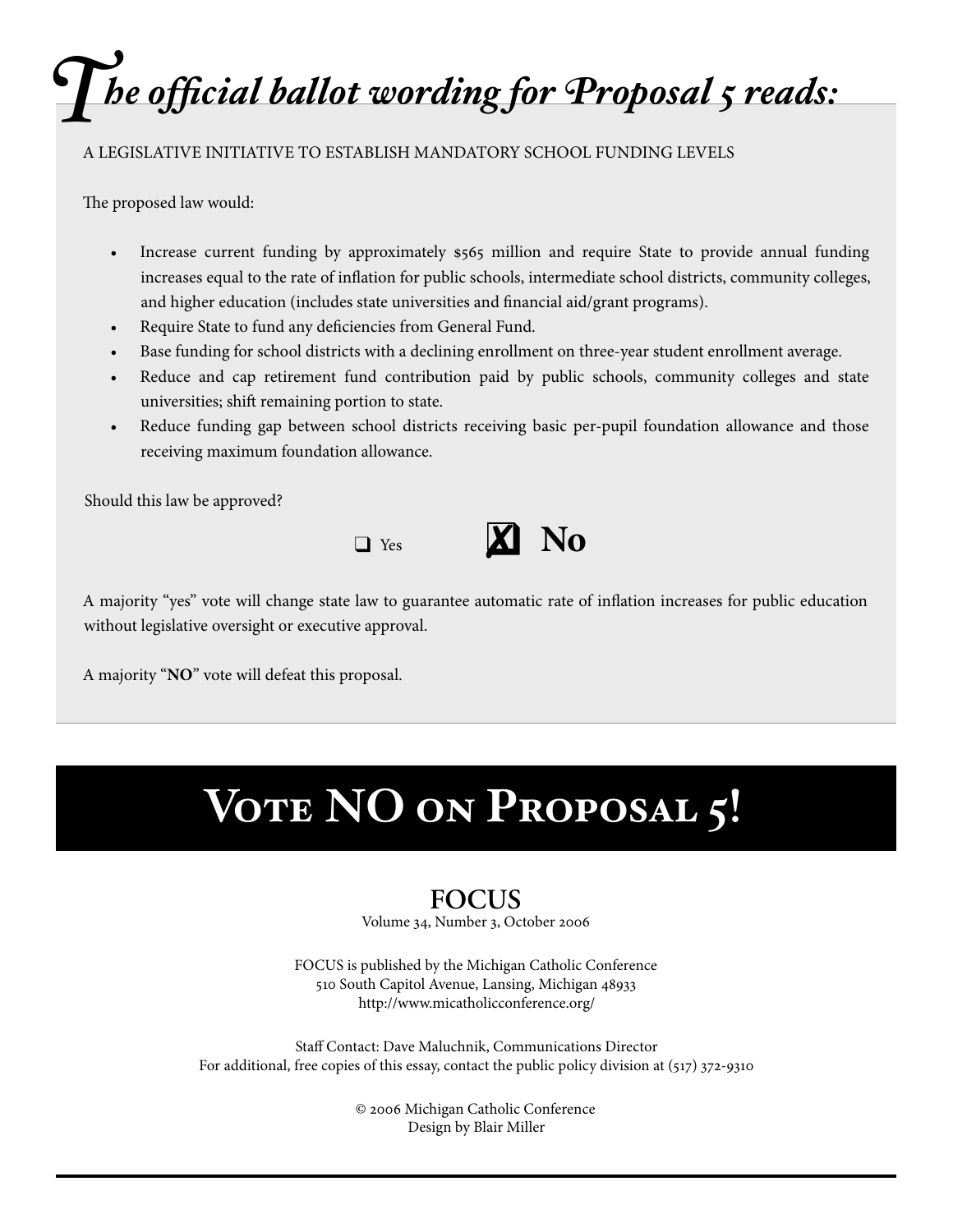# *The official ballot wording for Proposal 5 reads:*

A LEGISLATIVE INITIATIVE TO ESTABLISH MANDATORY SCHOOL FUNDING LEVELS

The proposed law would:

- Increase current funding by approximately $565 million and require State to provide annual funding increases equal to the rate of inflation for public schools, intermediate school districts, community colleges, and higher education (includes state universities and financial aid/grant programs).
- Require State to fund any deficiencies from General Fund.
- Base funding for school districts with a declining enrollment on three-year student enrollment average.
- Reduce and cap retirement fund contribution paid by public schools, community colleges and state universities; shift remaining portion to state.
- Reduce funding gap between school districts receiving basic per-pupil foundation allowance and those receiving maximum foundation allowance.

Should this law be approved?

❑ Yes ☒ **No**

A majority "yes" vote will change state law to guarantee automatic rate of inflation increases for public education without legislative oversight or executive approval.

A majority "**NO**" vote will defeat this proposal.

# Vote NO on Proposal 5!

## FOCUS

Volume 34, Number 3, October 2006

FOCUS is published by the Michigan Catholic Conference
510 South Capitol Avenue, Lansing, Michigan 48933
http://www.micatholicconference.org/

Staff Contact: Dave Maluchnik, Communications Director
For additional, free copies of this essay, contact the public policy division at (517) 372-9310

© 2006 Michigan Catholic Conference
Design by Blair Miller